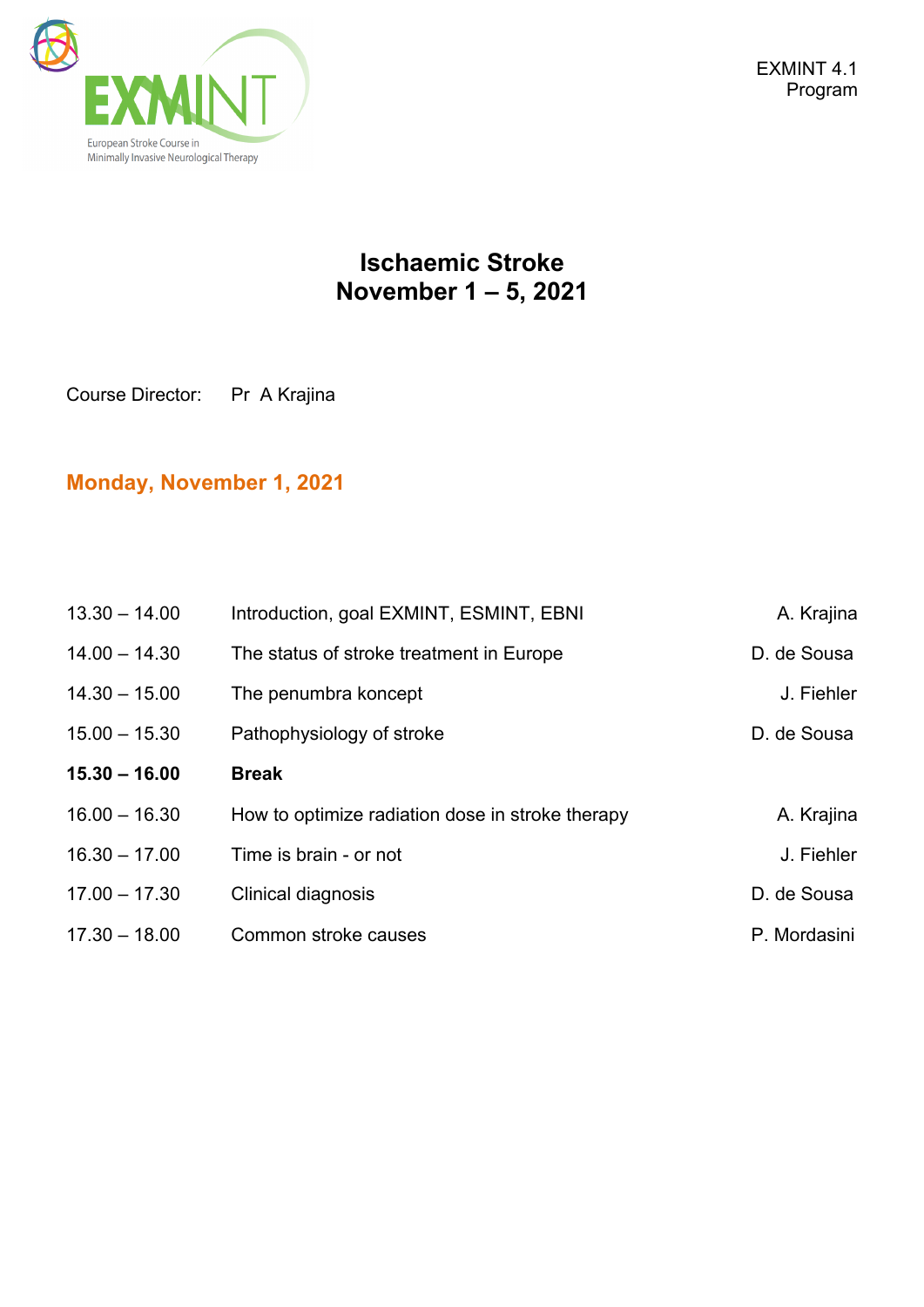EXMINT

European Stroke Course in Minimally Invasive Neurological Therapy

EXMINT 4.1
Program

# Ischaemic Stroke
# November 1 – 5, 2021

Course Director: Pr A Krajina

## Monday, November 1, 2021

| | | |
|---|---|---|
| 13.30 – 14.00 | Introduction, goal EXMINT, ESMINT, EBNI | A. Krajina |
| 14.00 – 14.30 | The status of stroke treatment in Europe | D. de Sousa |
| 14.30 – 15.00 | The penumbra koncept | J. Fiehler |
| 15.00 – 15.30 | Pathophysiology of stroke | D. de Sousa |
| **15.30 – 16.00** | **Break** | |
| 16.00 – 16.30 | How to optimize radiation dose in stroke therapy | A. Krajina |
| 16.30 – 17.00 | Time is brain - or not | J. Fiehler |
| 17.00 – 17.30 | Clinical diagnosis | D. de Sousa |
| 17.30 – 18.00 | Common stroke causes | P. Mordasini |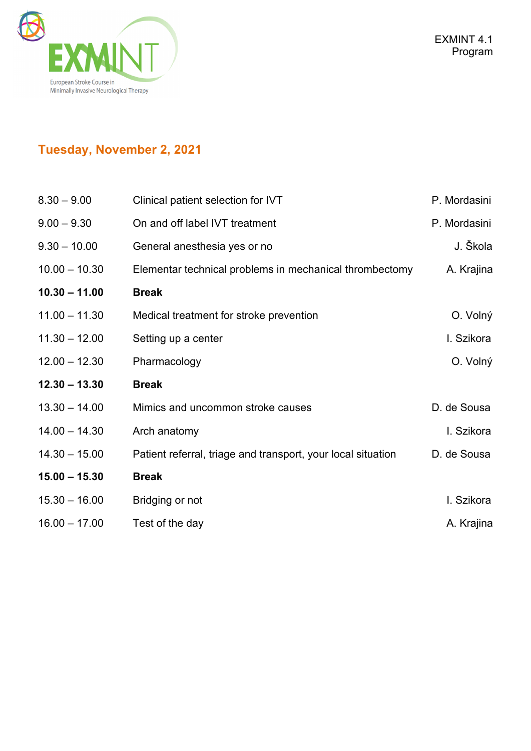## Tuesday, November 2, 2021

| | | |
|---|---|---|
| 8.30 – 9.00 | Clinical patient selection for IVT | P. Mordasini |
| 9.00 – 9.30 | On and off label IVT treatment | P. Mordasini |
| 9.30 – 10.00 | General anesthesia yes or no | J. Škola |
| 10.00 – 10.30 | Elementar technical problems in mechanical thrombectomy | A. Krajina |
| **10.30 – 11.00** | **Break** | |
| 11.00 – 11.30 | Medical treatment for stroke prevention | O. Volný |
| 11.30 – 12.00 | Setting up a center | I. Szikora |
| 12.00 – 12.30 | Pharmacology | O. Volný |
| **12.30 – 13.30** | **Break** | |
| 13.30 – 14.00 | Mimics and uncommon stroke causes | D. de Sousa |
| 14.00 – 14.30 | Arch anatomy | I. Szikora |
| 14.30 – 15.00 | Patient referral, triage and transport, your local situation | D. de Sousa |
| **15.00 – 15.30** | **Break** | |
| 15.30 – 16.00 | Bridging or not | I. Szikora |
| 16.00 – 17.00 | Test of the day | A. Krajina |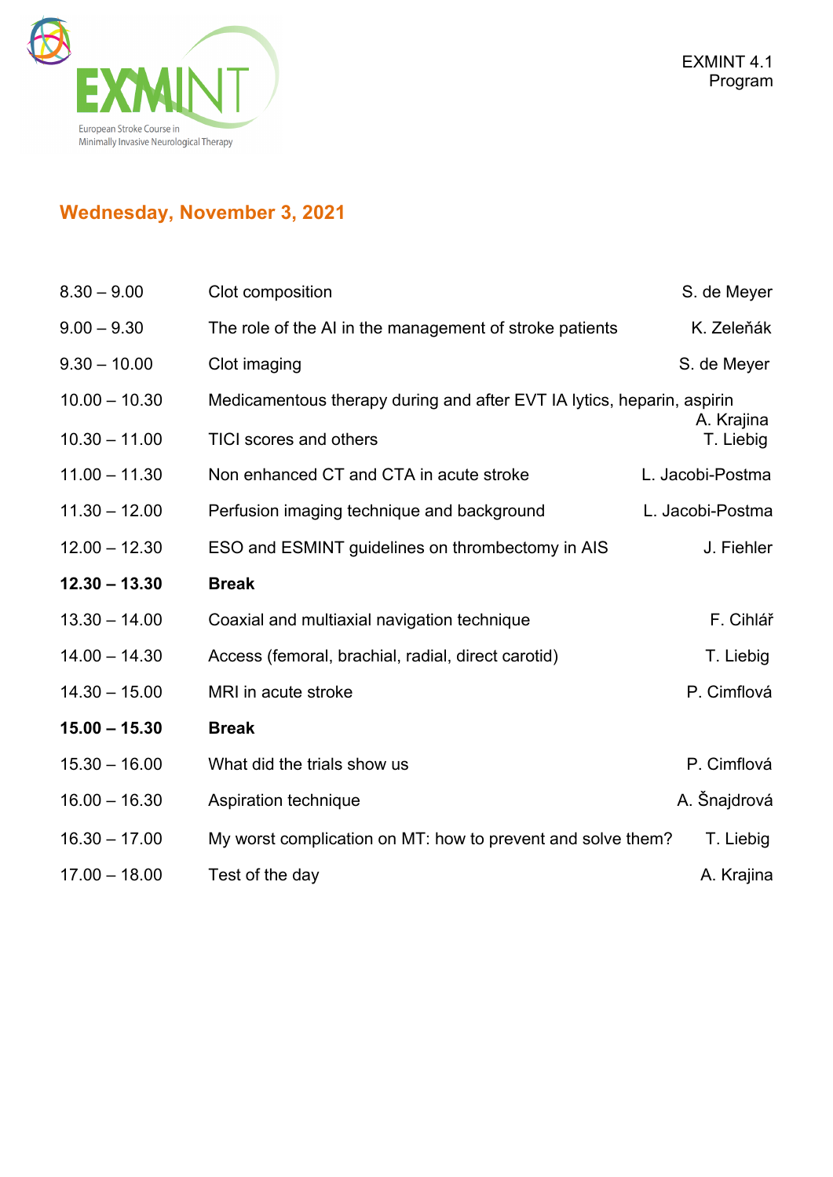EXMINT 4.1
Program

## Wednesday, November 3, 2021

| | | |
|---|---|---|
| 8.30 – 9.00 | Clot composition | S. de Meyer |
| 9.00 – 9.30 | The role of the AI in the management of stroke patients | K. Zeleňák |
| 9.30 – 10.00 | Clot imaging | S. de Meyer |
| 10.00 – 10.30 | Medicamentous therapy during and after EVT IA lytics, heparin, aspirin | A. Krajina |
| 10.30 – 11.00 | TICI scores and others | T. Liebig |
| 11.00 – 11.30 | Non enhanced CT and CTA in acute stroke | L. Jacobi-Postma |
| 11.30 – 12.00 | Perfusion imaging technique and background | L. Jacobi-Postma |
| 12.00 – 12.30 | ESO and ESMINT guidelines on thrombectomy in AIS | J. Fiehler |
| **12.30 – 13.30** | **Break** | |
| 13.30 – 14.00 | Coaxial and multiaxial navigation technique | F. Cihlář |
| 14.00 – 14.30 | Access (femoral, brachial, radial, direct carotid) | T. Liebig |
| 14.30 – 15.00 | MRI in acute stroke | P. Cimflová |
| **15.00 – 15.30** | **Break** | |
| 15.30 – 16.00 | What did the trials show us | P. Cimflová |
| 16.00 – 16.30 | Aspiration technique | A. Šnajdrová |
| 16.30 – 17.00 | My worst complication on MT: how to prevent and solve them? | T. Liebig |
| 17.00 – 18.00 | Test of the day | A. Krajina |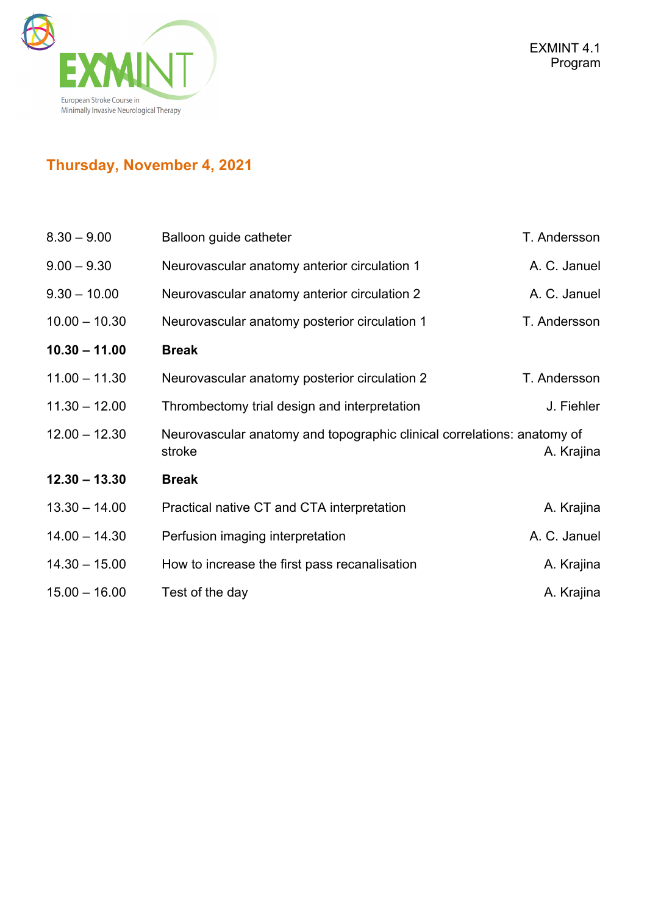EXMINT 4.1
Program

## Thursday, November 4, 2021

| | | |
|---|---|---|
| 8.30 – 9.00 | Balloon guide catheter | T. Andersson |
| 9.00 – 9.30 | Neurovascular anatomy anterior circulation 1 | A. C. Januel |
| 9.30 – 10.00 | Neurovascular anatomy anterior circulation 2 | A. C. Januel |
| 10.00 – 10.30 | Neurovascular anatomy posterior circulation 1 | T. Andersson |
| **10.30 – 11.00** | **Break** | |
| 11.00 – 11.30 | Neurovascular anatomy posterior circulation 2 | T. Andersson |
| 11.30 – 12.00 | Thrombectomy trial design and interpretation | J. Fiehler |
| 12.00 – 12.30 | Neurovascular anatomy and topographic clinical correlations: anatomy of stroke | A. Krajina |
| **12.30 – 13.30** | **Break** | |
| 13.30 – 14.00 | Practical native CT and CTA interpretation | A. Krajina |
| 14.00 – 14.30 | Perfusion imaging interpretation | A. C. Januel |
| 14.30 – 15.00 | How to increase the first pass recanalisation | A. Krajina |
| 15.00 – 16.00 | Test of the day | A. Krajina |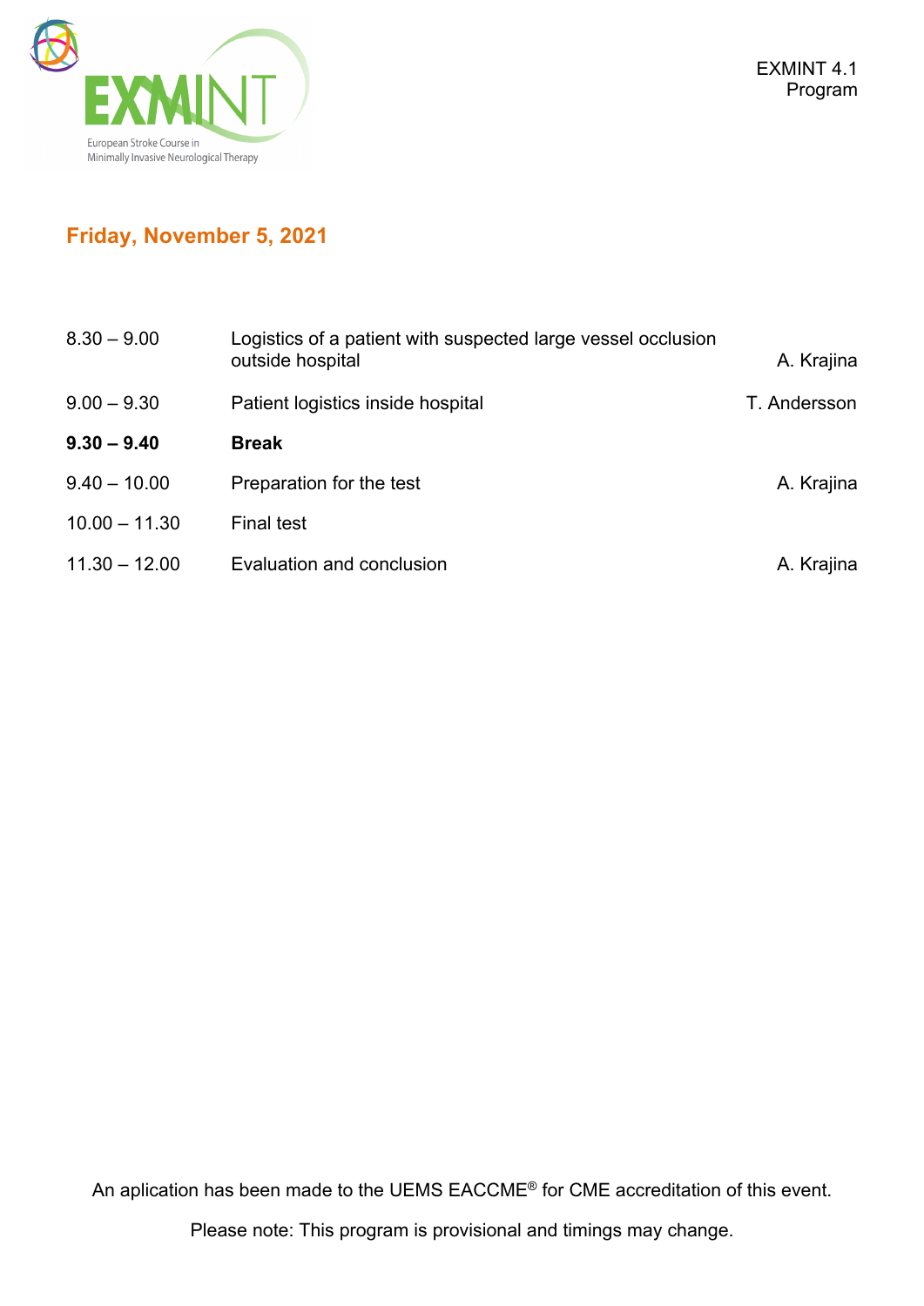EXMINT 4.1
Program

## Friday, November 5, 2021

| | | |
|---|---|---|
| 8.30 – 9.00 | Logistics of a patient with suspected large vessel occlusion outside hospital | A. Krajina |
| 9.00 – 9.30 | Patient logistics inside hospital | T. Andersson |
| **9.30 – 9.40** | **Break** | |
| 9.40 – 10.00 | Preparation for the test | A. Krajina |
| 10.00 – 11.30 | Final test | |
| 11.30 – 12.00 | Evaluation and conclusion | A. Krajina |

An aplication has been made to the UEMS EACCME® for CME accreditation of this event.

Please note: This program is provisional and timings may change.